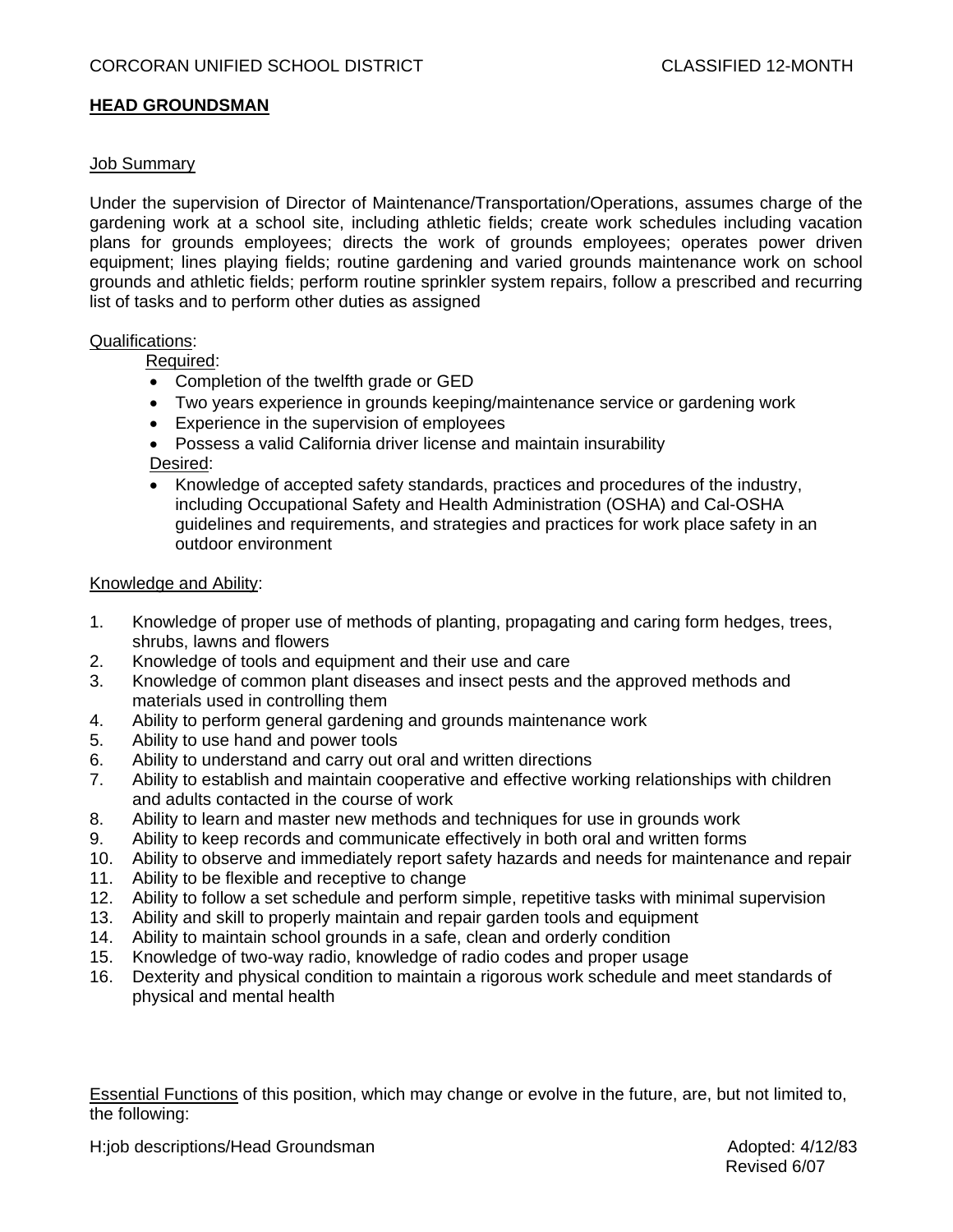CORCORAN UNIFIED SCHOOL DISTRICT CLASSIFIED 12-MONTH

## HEAD GROUNDSMAN

### Job Summary

Under the supervision of Director of Maintenance/Transportation/Operations, assumes charge of the gardening work at a school site, including athletic fields; create work schedules including vacation plans for grounds employees; directs the work of grounds employees; operates power driven equipment; lines playing fields; routine gardening and varied grounds maintenance work on school grounds and athletic fields; perform routine sprinkler system repairs, follow a prescribed and recurring list of tasks and to perform other duties as assigned

### Qualifications:

Required:

- Completion of the twelfth grade or GED
- Two years experience in grounds keeping/maintenance service or gardening work
- Experience in the supervision of employees
- Possess a valid California driver license and maintain insurability

Desired:

- Knowledge of accepted safety standards, practices and procedures of the industry, including Occupational Safety and Health Administration (OSHA) and Cal-OSHA guidelines and requirements, and strategies and practices for work place safety in an outdoor environment

### Knowledge and Ability:

1. Knowledge of proper use of methods of planting, propagating and caring form hedges, trees, shrubs, lawns and flowers
2. Knowledge of tools and equipment and their use and care
3. Knowledge of common plant diseases and insect pests and the approved methods and materials used in controlling them
4. Ability to perform general gardening and grounds maintenance work
5. Ability to use hand and power tools
6. Ability to understand and carry out oral and written directions
7. Ability to establish and maintain cooperative and effective working relationships with children and adults contacted in the course of work
8. Ability to learn and master new methods and techniques for use in grounds work
9. Ability to keep records and communicate effectively in both oral and written forms
10. Ability to observe and immediately report safety hazards and needs for maintenance and repair
11. Ability to be flexible and receptive to change
12. Ability to follow a set schedule and perform simple, repetitive tasks with minimal supervision
13. Ability and skill to properly maintain and repair garden tools and equipment
14. Ability to maintain school grounds in a safe, clean and orderly condition
15. Knowledge of two-way radio, knowledge of radio codes and proper usage
16. Dexterity and physical condition to maintain a rigorous work schedule and meet standards of physical and mental health

Essential Functions of this position, which may change or evolve in the future, are, but not limited to, the following:

H:job descriptions/Head Groundsman

Adopted: 4/12/83
Revised 6/07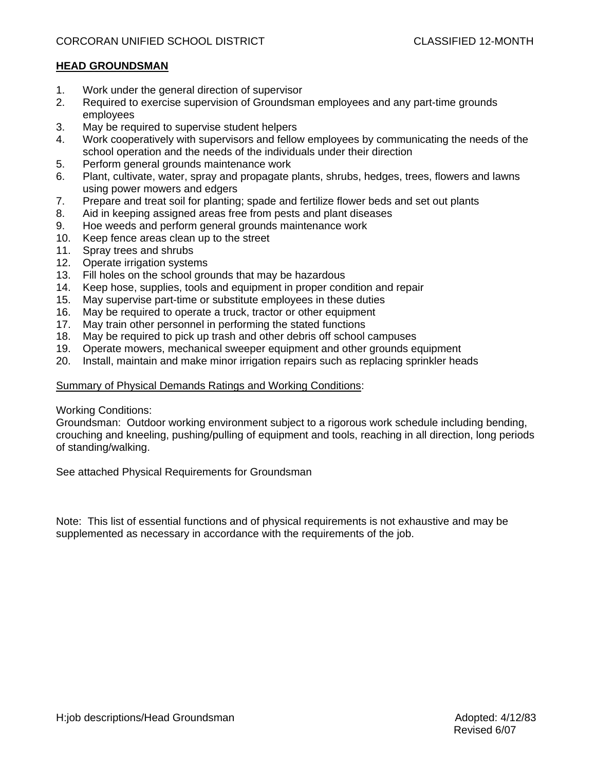**HEAD GROUNDSMAN**

1. Work under the general direction of supervisor
2. Required to exercise supervision of Groundsman employees and any part-time grounds employees
3. May be required to supervise student helpers
4. Work cooperatively with supervisors and fellow employees by communicating the needs of the school operation and the needs of the individuals under their direction
5. Perform general grounds maintenance work
6. Plant, cultivate, water, spray and propagate plants, shrubs, hedges, trees, flowers and lawns using power mowers and edgers
7. Prepare and treat soil for planting; spade and fertilize flower beds and set out plants
8. Aid in keeping assigned areas free from pests and plant diseases
9. Hoe weeds and perform general grounds maintenance work
10. Keep fence areas clean up to the street
11. Spray trees and shrubs
12. Operate irrigation systems
13. Fill holes on the school grounds that may be hazardous
14. Keep hose, supplies, tools and equipment in proper condition and repair
15. May supervise part-time or substitute employees in these duties
16. May be required to operate a truck, tractor or other equipment
17. May train other personnel in performing the stated functions
18. May be required to pick up trash and other debris off school campuses
19. Operate mowers, mechanical sweeper equipment and other grounds equipment
20. Install, maintain and make minor irrigation repairs such as replacing sprinkler heads

Summary of Physical Demands Ratings and Working Conditions:

Working Conditions:
Groundsman: Outdoor working environment subject to a rigorous work schedule including bending, crouching and kneeling, pushing/pulling of equipment and tools, reaching in all direction, long periods of standing/walking.

See attached Physical Requirements for Groundsman

Note: This list of essential functions and of physical requirements is not exhaustive and may be supplemented as necessary in accordance with the requirements of the job.

H:job descriptions/Head Groundsman

Adopted: 4/12/83
Revised 6/07